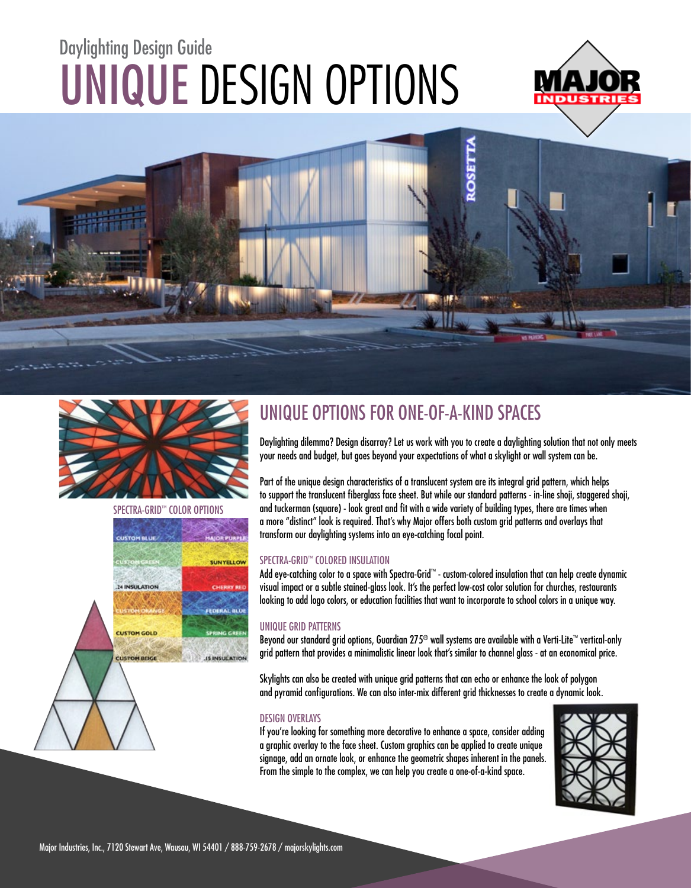Daylighting Design Guide

# UNIQUE DESIGN OPTIONS

SPECTRA-GRID™ COLOR OPTIONS

## UNIQUE OPTIONS FOR ONE-OF-A-KIND SPACES

Daylighting dilemma? Design disarray? Let us work with you to create a daylighting solution that not only meets your needs and budget, but goes beyond your expectations of what a skylight or wall system can be.

Part of the unique design characteristics of a translucent system are its integral grid pattern, which helps to support the translucent fiberglass face sheet. But while our standard patterns - in-line shoji, staggered shoji, and tuckerman (square) - look great and fit with a wide variety of building types, there are times when a more "distinct" look is required. That's why Major offers both custom grid patterns and overlays that transform our daylighting systems into an eye-catching focal point.

### SPECTRA-GRID™ COLORED INSULATION

Add eye-catching color to a space with Spectra-Grid™ - custom-colored insulation that can help create dynamic visual impact or a subtle stained-glass look. It's the perfect low-cost color solution for churches, restaurants looking to add logo colors, or education facilities that want to incorporate to school colors in a unique way.

### UNIQUE GRID PATTERNS

Beyond our standard grid options, Guardian 275® wall systems are available with a Verti-Lite™ vertical-only grid pattern that provides a minimalistic linear look that's similar to channel glass - at an economical price.

Skylights can also be created with unique grid patterns that can echo or enhance the look of polygon and pyramid configurations. We can also inter-mix different grid thicknesses to create a dynamic look.

### DESIGN OVERLAYS

If you're looking for something more decorative to enhance a space, consider adding a graphic overlay to the face sheet. Custom graphics can be applied to create unique signage, add an ornate look, or enhance the geometric shapes inherent in the panels. From the simple to the complex, we can help you create a one-of-a-kind space.

Major Industries, Inc., 7120 Stewart Ave, Wausau, WI 54401 / 888-759-2678 / majorskylights.com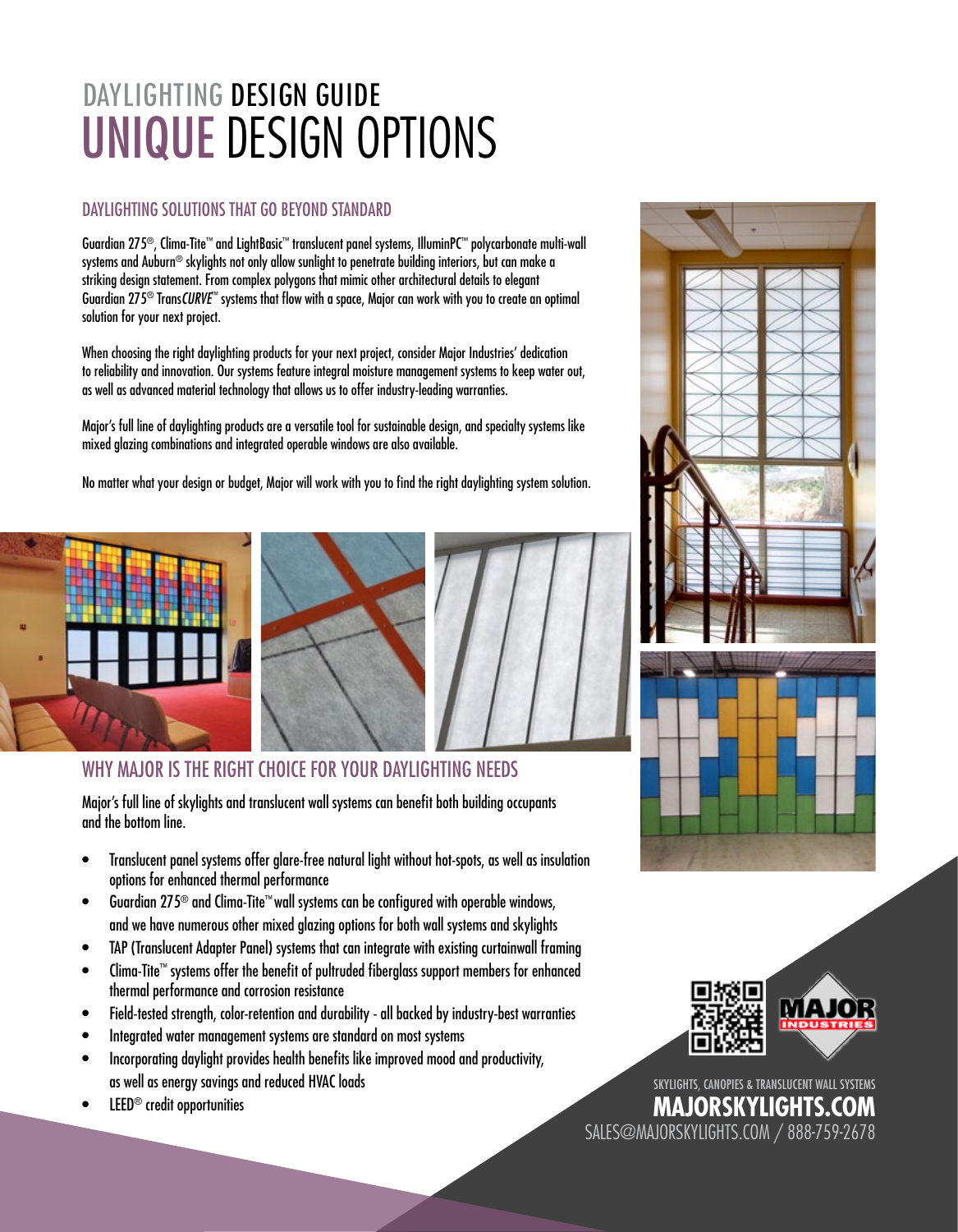# DAYLIGHTING DESIGN GUIDE

# UNIQUE DESIGN OPTIONS

## DAYLIGHTING SOLUTIONS THAT GO BEYOND STANDARD

Guardian 275®, Clima-Tite™ and LightBasic™ translucent panel systems, IlluminPC™ polycarbonate multi-wall systems and Auburn® skylights not only allow sunlight to penetrate building interiors, but can make a striking design statement. From complex polygons that mimic other architectural details to elegant Guardian 275® Trans*CURVE*™ systems that flow with a space, Major can work with you to create an optimal solution for your next project.

When choosing the right daylighting products for your next project, consider Major Industries' dedication to reliability and innovation. Our systems feature integral moisture management systems to keep water out, as well as advanced material technology that allows us to offer industry-leading warranties.

Major's full line of daylighting products are a versatile tool for sustainable design, and specialty systems like mixed glazing combinations and integrated operable windows are also available.

No matter what your design or budget, Major will work with you to find the right daylighting system solution.

## WHY MAJOR IS THE RIGHT CHOICE FOR YOUR DAYLIGHTING NEEDS

Major's full line of skylights and translucent wall systems can benefit both building occupants and the bottom line.

- Translucent panel systems offer glare-free natural light without hot-spots, as well as insulation options for enhanced thermal performance
- Guardian 275® and Clima-Tite™ wall systems can be configured with operable windows, and we have numerous other mixed glazing options for both wall systems and skylights
- TAP (Translucent Adapter Panel) systems that can integrate with existing curtainwall framing
- Clima-Tite™ systems offer the benefit of pultruded fiberglass support members for enhanced thermal performance and corrosion resistance
- Field-tested strength, color-retention and durability - all backed by industry-best warranties
- Integrated water management systems are standard on most systems
- Incorporating daylight provides health benefits like improved mood and productivity, as well as energy savings and reduced HVAC loads
- LEED® credit opportunities

MAJOR INDUSTRIES

SKYLIGHTS, CANOPIES & TRANSLUCENT WALL SYSTEMS

**MAJORSKYLIGHTS.COM**

SALES@MAJORSKYLIGHTS.COM / 888-759-2678